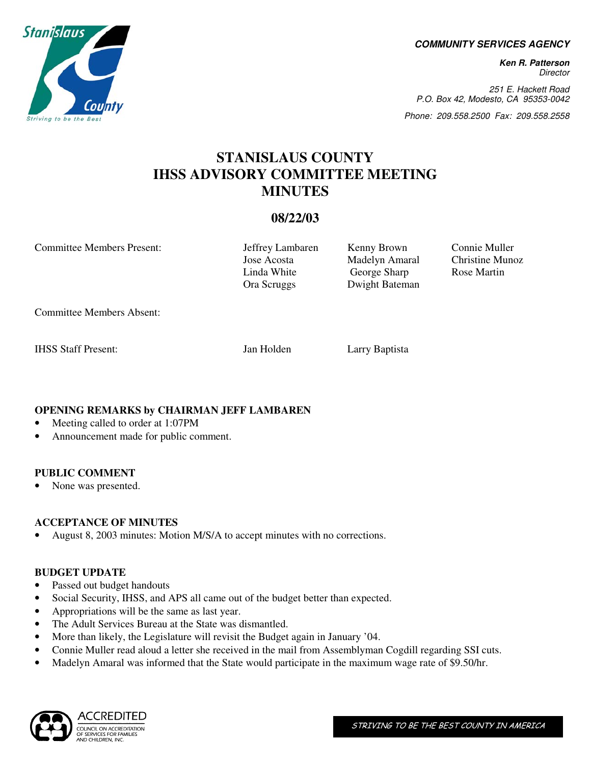**COMMUNITY SERVICES AGENCY**

***Ken R. Patterson***
*Director*

*251 E. Hackett Road*
*P.O. Box 42, Modesto, CA 95353-0042*
*Phone: 209.558.2500 Fax: 209.558.2558*

# STANISLAUS COUNTY IHSS ADVISORY COMMITTEE MEETING MINUTES

## 08/22/03

| | | | |
|---|---|---|---|
| Committee Members Present: | Jeffrey Lambaren | Kenny Brown | Connie Muller |
| | Jose Acosta | Madelyn Amaral | Christine Munoz |
| | Linda White | George Sharp | Rose Martin |
| | Ora Scruggs | Dwight Bateman | |
| Committee Members Absent: | | | |
| IHSS Staff Present: | Jan Holden | Larry Baptista | |

**OPENING REMARKS by CHAIRMAN JEFF LAMBAREN**

- Meeting called to order at 1:07PM
- Announcement made for public comment.

**PUBLIC COMMENT**

- None was presented.

**ACCEPTANCE OF MINUTES**

- August 8, 2003 minutes: Motion M/S/A to accept minutes with no corrections.

**BUDGET UPDATE**

- Passed out budget handouts
- Social Security, IHSS, and APS all came out of the budget better than expected.
- Appropriations will be the same as last year.
- The Adult Services Bureau at the State was dismantled.
- More than likely, the Legislature will revisit the Budget again in January '04.
- Connie Muller read aloud a letter she received in the mail from Assemblyman Cogdill regarding SSI cuts.
- Madelyn Amaral was informed that the State would participate in the maximum wage rate of $9.50/hr.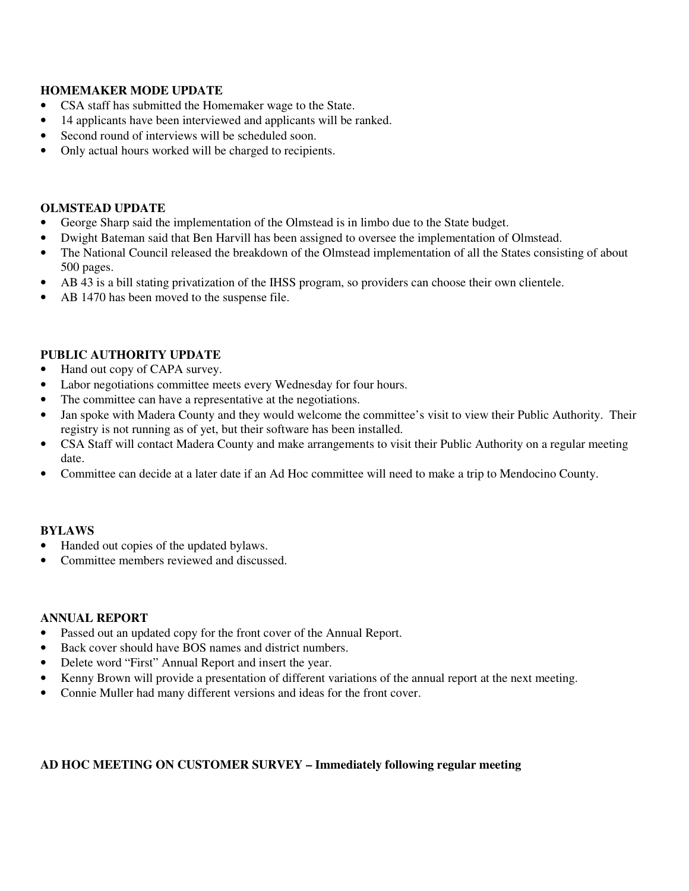**HOMEMAKER MODE UPDATE**

- CSA staff has submitted the Homemaker wage to the State.
- 14 applicants have been interviewed and applicants will be ranked.
- Second round of interviews will be scheduled soon.
- Only actual hours worked will be charged to recipients.

**OLMSTEAD UPDATE**

- George Sharp said the implementation of the Olmstead is in limbo due to the State budget.
- Dwight Bateman said that Ben Harvill has been assigned to oversee the implementation of Olmstead.
- The National Council released the breakdown of the Olmstead implementation of all the States consisting of about 500 pages.
- AB 43 is a bill stating privatization of the IHSS program, so providers can choose their own clientele.
- AB 1470 has been moved to the suspense file.

**PUBLIC AUTHORITY UPDATE**

- Hand out copy of CAPA survey.
- Labor negotiations committee meets every Wednesday for four hours.
- The committee can have a representative at the negotiations.
- Jan spoke with Madera County and they would welcome the committee's visit to view their Public Authority. Their registry is not running as of yet, but their software has been installed.
- CSA Staff will contact Madera County and make arrangements to visit their Public Authority on a regular meeting date.
- Committee can decide at a later date if an Ad Hoc committee will need to make a trip to Mendocino County.

**BYLAWS**

- Handed out copies of the updated bylaws.
- Committee members reviewed and discussed.

**ANNUAL REPORT**

- Passed out an updated copy for the front cover of the Annual Report.
- Back cover should have BOS names and district numbers.
- Delete word "First" Annual Report and insert the year.
- Kenny Brown will provide a presentation of different variations of the annual report at the next meeting.
- Connie Muller had many different versions and ideas for the front cover.

**AD HOC MEETING ON CUSTOMER SURVEY – Immediately following regular meeting**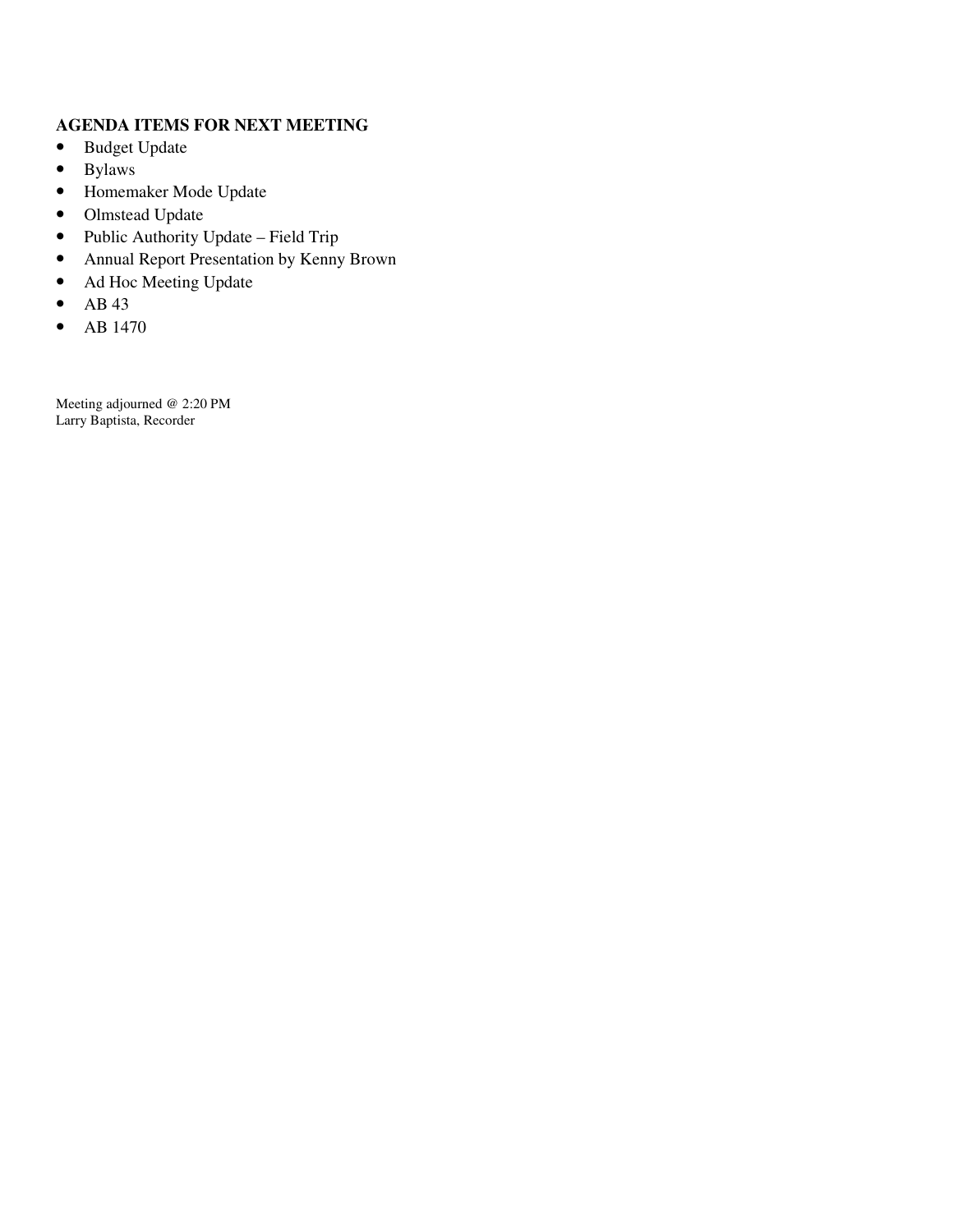**AGENDA ITEMS FOR NEXT MEETING**

- Budget Update
- Bylaws
- Homemaker Mode Update
- Olmstead Update
- Public Authority Update – Field Trip
- Annual Report Presentation by Kenny Brown
- Ad Hoc Meeting Update
- AB 43
- AB 1470

Meeting adjourned @ 2:20 PM
Larry Baptista, Recorder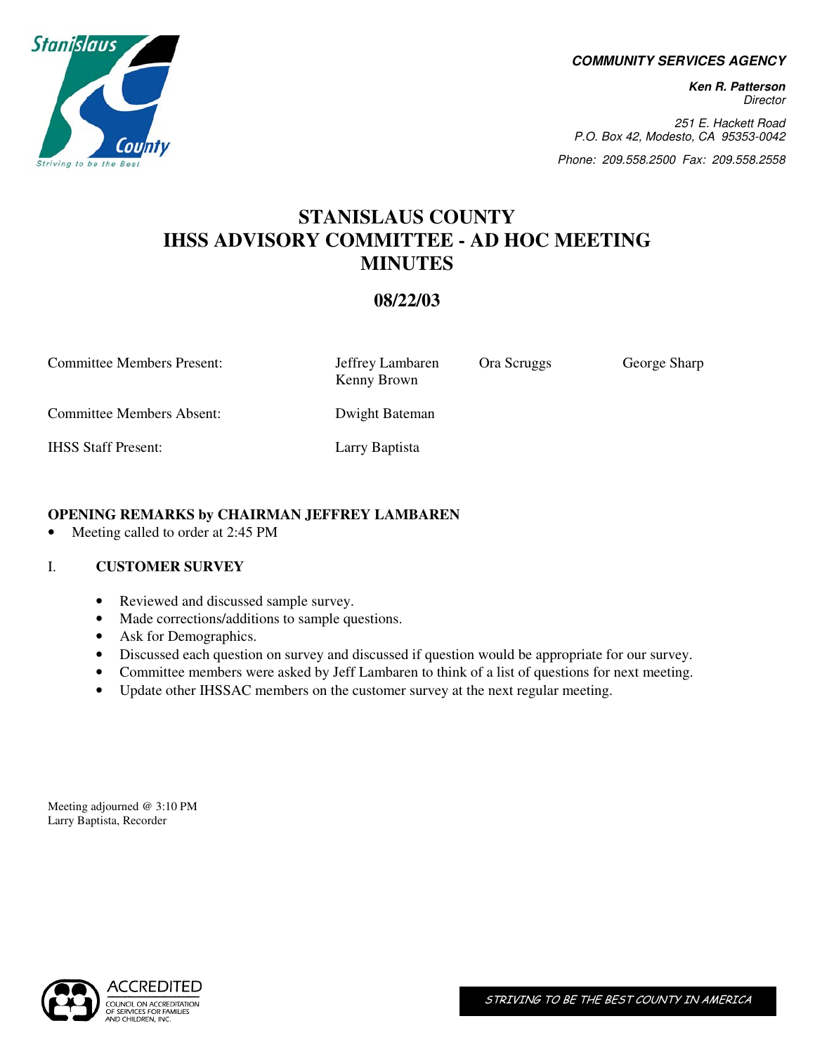**COMMUNITY SERVICES AGENCY**

***Ken R. Patterson***
*Director*

*251 E. Hackett Road*
*P.O. Box 42, Modesto, CA 95353-0042*

*Phone: 209.558.2500 Fax: 209.558.2558*

# STANISLAUS COUNTY
# IHSS ADVISORY COMMITTEE - AD HOC MEETING MINUTES

## 08/22/03

| | | | |
|---|---|---|---|
| Committee Members Present: | Jeffrey Lambaren<br>Kenny Brown | Ora Scruggs | George Sharp |
| Committee Members Absent: | Dwight Bateman | | |
| IHSS Staff Present: | Larry Baptista | | |

**OPENING REMARKS by CHAIRMAN JEFFREY LAMBAREN**

- Meeting called to order at 2:45 PM

### I. CUSTOMER SURVEY

- Reviewed and discussed sample survey.
- Made corrections/additions to sample questions.
- Ask for Demographics.
- Discussed each question on survey and discussed if question would be appropriate for our survey.
- Committee members were asked by Jeff Lambaren to think of a list of questions for next meeting.
- Update other IHSSAC members on the customer survey at the next regular meeting.

Meeting adjourned @ 3:10 PM
Larry Baptista, Recorder

ACCREDITED
COUNCIL ON ACCREDITATION OF SERVICES FOR FAMILIES AND CHILDREN, INC.

STRIVING TO BE THE BEST COUNTY IN AMERICA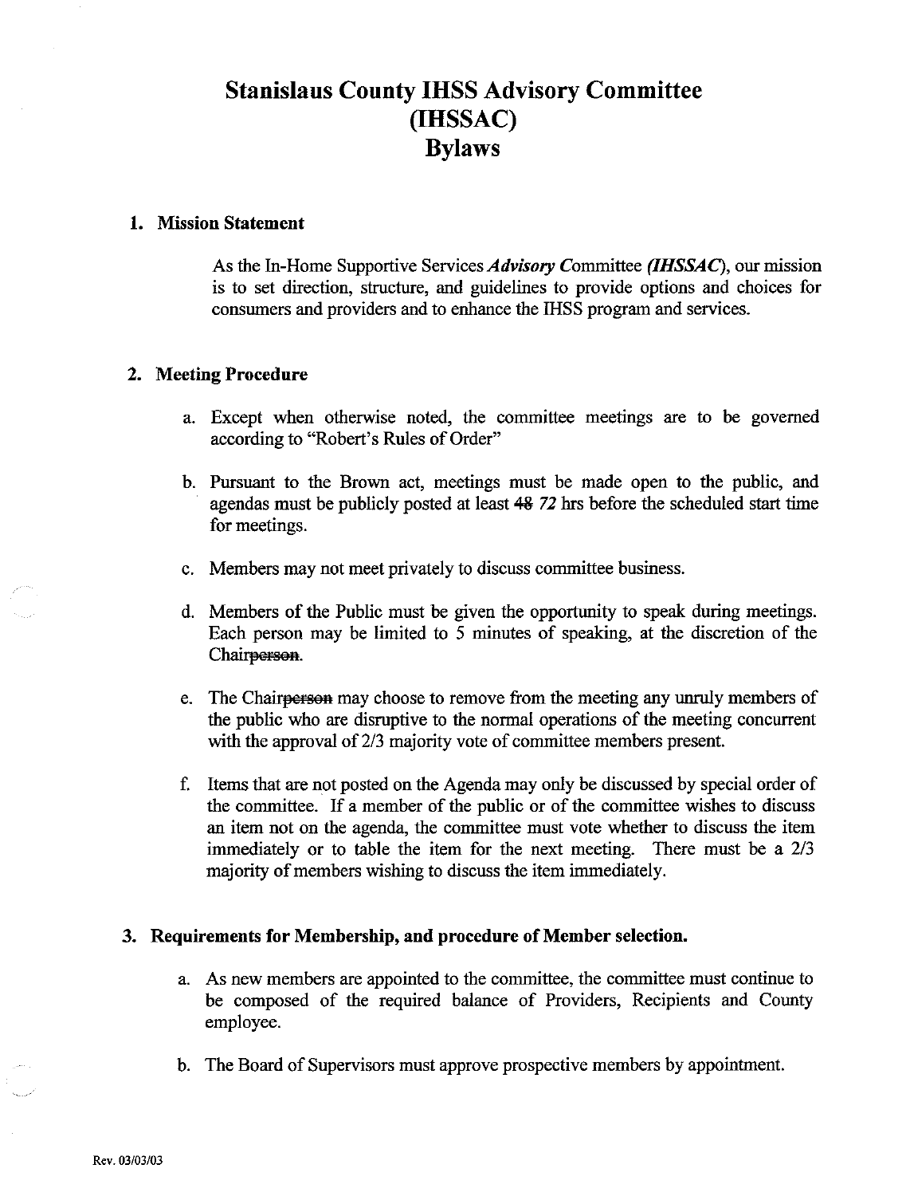# Stanislaus County IHSS Advisory Committee (IHSSAC) Bylaws

## 1. Mission Statement

As the In-Home Supportive Services *Advisory* Committee *(IHSSAC)*, our mission is to set direction, structure, and guidelines to provide options and choices for consumers and providers and to enhance the IHSS program and services.

## 2. Meeting Procedure

a. Except when otherwise noted, the committee meetings are to be governed according to "Robert's Rules of Order"

b. Pursuant to the Brown act, meetings must be made open to the public, and agendas must be publicly posted at least ~~48~~ *72* hrs before the scheduled start time for meetings.

c. Members may not meet privately to discuss committee business.

d. Members of the Public must be given the opportunity to speak during meetings. Each person may be limited to 5 minutes of speaking, at the discretion of the Chair~~person~~.

e. The Chair~~person~~ may choose to remove from the meeting any unruly members of the public who are disruptive to the normal operations of the meeting concurrent with the approval of 2/3 majority vote of committee members present.

f. Items that are not posted on the Agenda may only be discussed by special order of the committee. If a member of the public or of the committee wishes to discuss an item not on the agenda, the committee must vote whether to discuss the item immediately or to table the item for the next meeting. There must be a 2/3 majority of members wishing to discuss the item immediately.

## 3. Requirements for Membership, and procedure of Member selection.

a. As new members are appointed to the committee, the committee must continue to be composed of the required balance of Providers, Recipients and County employee.

b. The Board of Supervisors must approve prospective members by appointment.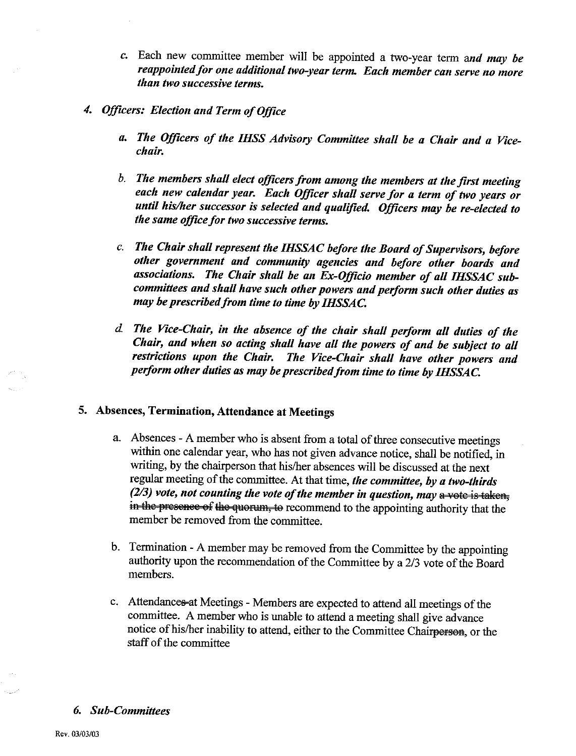c. Each new committee member will be appointed a two-year term *and may be reappointed for one additional two-year term. Each member can serve no more than two successive terms.*

4. ***Officers: Election and Term of Office***

   a. ***The Officers of the IHSS Advisory Committee shall be a Chair and a Vice-chair.***

   b. ***The members shall elect officers from among the members at the first meeting each new calendar year. Each Officer shall serve for a term of two years or until his/her successor is selected and qualified. Officers may be re-elected to the same office for two successive terms.***

   c. ***The Chair shall represent the IHSSAC before the Board of Supervisors, before other government and community agencies and before other boards and associations. The Chair shall be an Ex-Officio member of all IHSSAC sub-committees and shall have such other powers and perform such other duties as may be prescribed from time to time by IHSSAC.***

   d. ***The Vice-Chair, in the absence of the chair shall perform all duties of the Chair, and when so acting shall have all the powers of and be subject to all restrictions upon the Chair. The Vice-Chair shall have other powers and perform other duties as may be prescribed from time to time by IHSSAC.***

5. **Absences, Termination, Attendance at Meetings**

   a. Absences - A member who is absent from a total of three consecutive meetings within one calendar year, who has not given advance notice, shall be notified, in writing, by the chairperson that his/her absences will be discussed at the next regular meeting of the committee. At that time, ***the committee, by a two-thirds (2/3) vote, not counting the vote of the member in question, may*** ~~a vote is taken, in the presence of the quorum, to~~ recommend to the appointing authority that the member be removed from the committee.

   b. Termination - A member may be removed from the Committee by the appointing authority upon the recommendation of the Committee by a 2/3 vote of the Board members.

   c. Attendance~~s~~ ~~at~~ Meetings - Members are expected to attend all meetings of the committee. A member who is unable to attend a meeting shall give advance notice of his/her inability to attend, either to the Committee Chair~~person~~, or the staff of the committee

6. ***Sub-Committees***

Rev. 03/03/03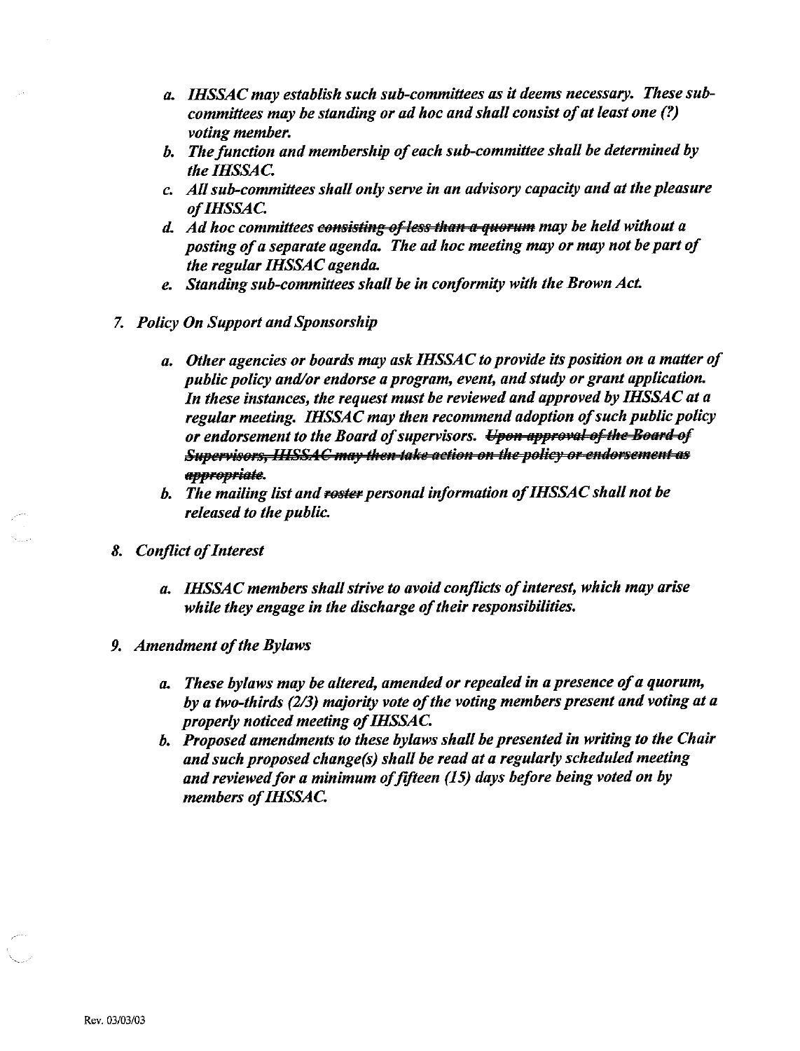*a. IHSSAC may establish such sub-committees as it deems necessary. These sub-committees may be standing or ad hoc and shall consist of at least one (?) voting member.*

*b. The function and membership of each sub-committee shall be determined by the IHSSAC.*

*c. All sub-committees shall only serve in an advisory capacity and at the pleasure of IHSSAC.*

*d. Ad hoc committees ~~consisting of less than a quorum~~ may be held without a posting of a separate agenda. The ad hoc meeting may or may not be part of the regular IHSSAC agenda.*

*e. Standing sub-committees shall be in conformity with the Brown Act.*

*7. Policy On Support and Sponsorship*

*a. Other agencies or boards may ask IHSSAC to provide its position on a matter of public policy and/or endorse a program, event, and study or grant application. In these instances, the request must be reviewed and approved by IHSSAC at a regular meeting. IHSSAC may then recommend adoption of such public policy or endorsement to the Board of supervisors. ~~Upon approval of the Board of Supervisors, IHSSAC may then take action on the policy or endorsement as appropriate.~~*

*b. The mailing list and ~~roster~~ personal information of IHSSAC shall not be released to the public.*

*8. Conflict of Interest*

*a. IHSSAC members shall strive to avoid conflicts of interest, which may arise while they engage in the discharge of their responsibilities.*

*9. Amendment of the Bylaws*

*a. These bylaws may be altered, amended or repealed in a presence of a quorum, by a two-thirds (2/3) majority vote of the voting members present and voting at a properly noticed meeting of IHSSAC.*

*b. Proposed amendments to these bylaws shall be presented in writing to the Chair and such proposed change(s) shall be read at a regularly scheduled meeting and reviewed for a minimum of fifteen (15) days before being voted on by members of IHSSAC.*

Rev. 03/03/03